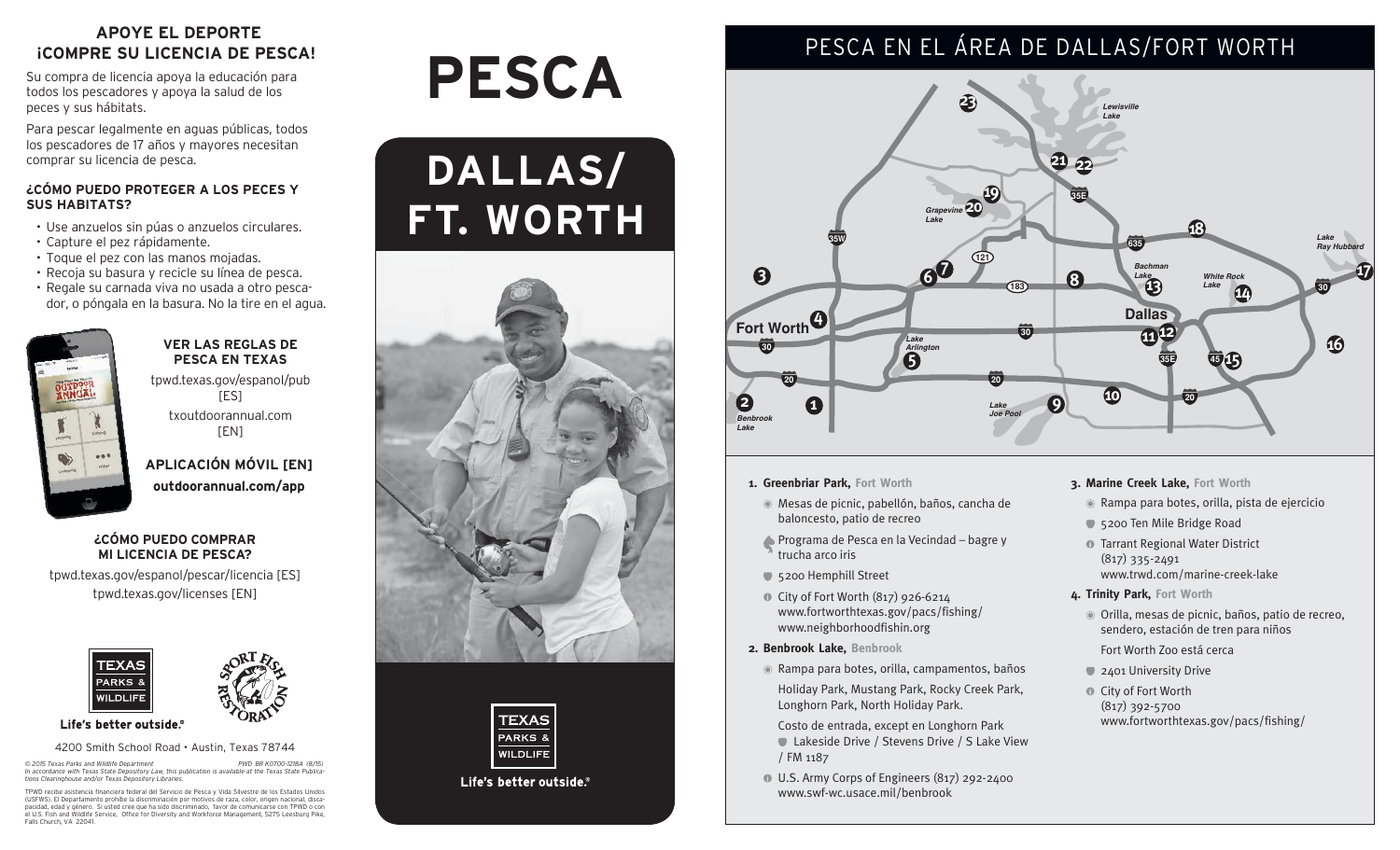## APOYE EL DEPORTE ¡COMPRE SU LICENCIA DE PESCA!

Su compra de licencia apoya la educación para todos los pescadores y apoya la salud de los peces y sus hábitats.

Para pescar legalmente en aguas públicas, todos los pescadores de 17 años y mayores necesitan comprar su licencia de pesca.

### ¿CÓMO PUEDO PROTEGER A LOS PECES Y SUS HABITATS?

- Use anzuelos sin púas o anzuelos circulares.
- Capture el pez rápidamente.
- Toque el pez con las manos mojadas.
- Recoja su basura y recicle su línea de pesca.
- Regale su carnada viva no usada a otro pescador, o póngala en la basura. No la tire en el agua.

### VER LAS REGLAS DE PESCA EN TEXAS

tpwd.texas.gov/espanol/pub [ES]

txoutdoorannual.com [EN]

### APLICACIÓN MÓVIL [EN]

**outdoorannual.com/app**

### ¿CÓMO PUEDO COMPRAR MI LICENCIA DE PESCA?

tpwd.texas.gov/espanol/pescar/licencia [ES]

tpwd.texas.gov/licenses [EN]

**Life's better outside.®**

4200 Smith School Road • Austin, Texas 78744

*© 2015 Texas Parks and Wildlife Department PWD BR K0700-1218A (8/15)*
*In accordance with Texas State Depository Law, this publication is available at the Texas State Publications Clearinghouse and/or Texas Depository Libraries.*

TPWD recibe asistencia financiera federal del Servicio de Pesca y Vida Silvestre de los Estados Unidos (USFWS). El Departamento prohíbe la discriminación por motivos de raza, color, origen nacional, discapacidad, edad y género. Si usted cree que ha sido discriminado, favor de comunicarse con TPWD o con el U.S. Fish and Wildlife Service, Office for Diversity and Workforce Management, 5275 Leesburg Pike, Falls Church, VA 22041.

# PESCA

# DALLAS/ FT. WORTH

**Life's better outside.®**

## PESCA EN EL ÁREA DE DALLAS/FORT WORTH

**1. Greenbriar Park,** Fort Worth

- Mesas de picnic, pabellón, baños, cancha de baloncesto, patio de recreo
- Programa de Pesca en la Vecindad – bagre y trucha arco iris
- 5200 Hemphill Street
- City of Fort Worth (817) 926-6214 www.fortworthtexas.gov/pacs/fishing/ www.neighborhoodfishin.org

**2. Benbrook Lake,** Benbrook

- Rampa para botes, orilla, campamentos, baños

  Holiday Park, Mustang Park, Rocky Creek Park, Longhorn Park, North Holiday Park.

  Costo de entrada, except en Longhorn Park
- Lakeside Drive / Stevens Drive / S Lake View / FM 1187
- U.S. Army Corps of Engineers (817) 292-2400 www.swf-wc.usace.mil/benbrook

**3. Marine Creek Lake,** Fort Worth

- Rampa para botes, orilla, pista de ejercicio
- 5200 Ten Mile Bridge Road
- Tarrant Regional Water District (817) 335-2491 www.trwd.com/marine-creek-lake

**4. Trinity Park,** Fort Worth

- Orilla, mesas de picnic, baños, patio de recreo, sendero, estación de tren para niños

  Fort Worth Zoo está cerca
- 2401 University Drive
- City of Fort Worth (817) 392-5700 www.fortworthtexas.gov/pacs/fishing/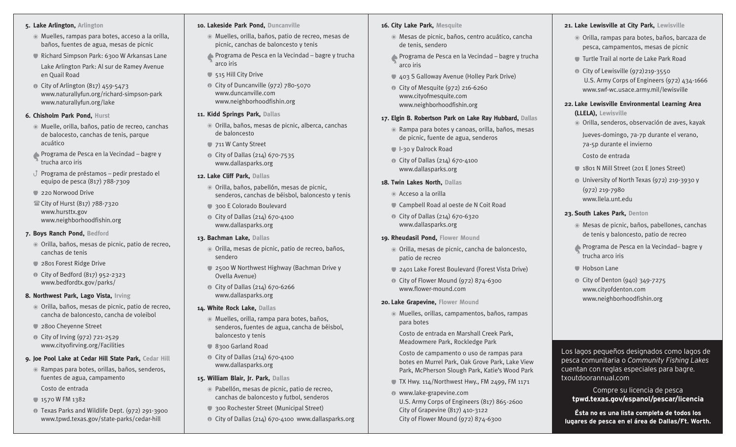### 5. Lake Arlington, Arlington

- Muelles, rampas para botes, acceso a la orilla, baños, fuentes de agua, mesas de picnic
- Richard Simpson Park: 6300 W Arkansas Lane

  Lake Arlington Park: Al sur de Ramey Avenue en Quail Road
- City of Arlington (817) 459-5473
  www.naturallyfun.org/richard-simpson-park
  www.naturallyfun.org/lake

### 6. Chisholm Park Pond, Hurst

- Muelle, orilla, baños, patio de recreo, canchas de balocesto, canchas de tenis, parque acuático
- Programa de Pesca en la Vecindad – bagre y trucha arco iris
- Programa de préstamos – pedir prestado el equipo de pesca (817) 788-7309
- 220 Norwood Drive
- City of Hurst (817) 788-7320
  www.hursttx.gov
  www.neighborhoodfishin.org

### 7. Boys Ranch Pond, Bedford

- Orilla, baños, mesas de picnic, patio de recreo, canchas de tenis
- 2801 Forest Ridge Drive
- City of Bedford (817) 952-2323
  www.bedfordtx.gov/parks/

### 8. Northwest Park, Lago Vista, Irving

- Orilla, baños, mesas de picnic, patio de recreo, cancha de baloncesto, cancha de voleibol
- 2800 Cheyenne Street
- City of Irving (972) 721-2529
  www.cityofirving.org/Facilities

### 9. Joe Pool Lake at Cedar Hill State Park, Cedar Hill

- Rampas para botes, orillas, baños, senderos, fuentes de agua, campamento

  Costo de entrada
- 1570 W FM 1382
- Texas Parks and Wildlife Dept. (972) 291-3900
  www.tpwd.texas.gov/state-parks/cedar-hill

### 10. Lakeside Park Pond, Duncanville

- Muelles, orilla, baños, patio de recreo, mesas de picnic, canchas de baloncesto y tenis
- Programa de Pesca en la Vecindad – bagre y trucha arco iris
- 515 Hill City Drive
- City of Duncanville (972) 780-5070
  www.duncanville.com
  www.neighborhoodfishin.org

### 11. Kidd Springs Park, Dallas

- Orilla, baños, mesas de picnic, alberca, canchas de baloncesto
- 711 W Canty Street
- City of Dallas (214) 670-7535
  www.dallasparks.org

### 12. Lake Cliff Park, Dallas

- Orilla, baños, pabellón, mesas de picnic, senderos, canchas de béisbol, baloncesto y tenis
- 300 E Colorado Boulevard
- City of Dallas (214) 670-4100
  www.dallasparks.org

### 13. Bachman Lake, Dallas

- Orilla, mesas de picnic, patio de recreo, baños, sendero
- 2500 W Northwest Highway (Bachman Drive y Ovella Avenue)
- City of Dallas (214) 670-6266
  www.dallasparks.org

### 14. White Rock Lake, Dallas

- Muelles, orilla, rampa para botes, baños, senderos, fuentes de agua, cancha de béisbol, baloncesto y tenis
- 8300 Garland Road
- City of Dallas (214) 670-4100
  www.dallasparks.org

### 15. William Blair, Jr. Park, Dallas

- Pabellón, mesas de picnic, patio de recreo, canchas de baloncesto y futbol, senderos
- 300 Rochester Street (Municipal Street)
- City of Dallas (214) 670-4100 www.dallasparks.org

### 16. City Lake Park, Mesquite

- Mesas de picnic, baños, centro acuático, cancha de tenis, sendero
- Programa de Pesca en la Vecindad – bagre y trucha arco iris
- 403 S Galloway Avenue (Holley Park Drive)
- City of Mesquite (972) 216-6260
  www.cityofmesquite.com
  www.neighborhoodfishin.org

### 17. Elgin B. Robertson Park on Lake Ray Hubbard, Dallas

- Rampa para botes y canoas, orilla, baños, mesas de picnic, fuente de agua, senderos
- I-30 y Dalrock Road
- City of Dallas (214) 670-4100
  www.dallasparks.org

### 18. Twin Lakes North, Dallas

- Acceso a la orilla
- Campbell Road al oeste de N Coit Road
- City of Dallas (214) 670-6320
  www.dallasparks.org

### 19. Rheudasil Pond, Flower Mound

- Orilla, mesas de picnic, cancha de baloncesto, patio de recreo
- 2401 Lake Forest Boulevard (Forest Vista Drive)
- City of Flower Mound (972) 874-6300
  www.flower-mound.com

### 20. Lake Grapevine, Flower Mound

- Muelles, orillas, campamentos, baños, rampas para botes

  Costo de entrada en Marshall Creek Park, Meadowmere Park, Rockledge Park

  Costo de campamento o uso de rampas para botes en Murrel Park, Oak Grove Park, Lake View Park, McPherson Slough Park, Katie's Wood Park
- TX Hwy. 114/Northwest Hwy., FM 2499, FM 1171
- www.lake-grapevine.com
  U.S. Army Corps of Engineers (817) 865-2600
  City of Grapevine (817) 410-3122
  City of Flower Mound (972) 874-6300

### 21. Lake Lewisville at City Park, Lewisville

- Orilla, rampas para botes, baños, barcaza de pesca, campamentos, mesas de picnic
- Turtle Trail al norte de Lake Park Road
- City of Lewisville (972)219-3550
  U.S. Army Corps of Engineers (972) 434-1666
  www.swf-wc.usace.army.mil/lewisville

### 22. Lake Lewisville Environmental Learning Area (LLELA), Lewisville

- Orilla, senderos, observación de aves, kayak

  Jueves-domingo, 7a-7p durante el verano, 7a-5p durante el invierno

  Costo de entrada
- 1801 N Mill Street (201 E Jones Street)
- University of North Texas (972) 219-3930 y (972) 219-7980
  www.llela.unt.edu

### 23. South Lakes Park, Denton

- Mesas de picnic, baños, pabellones, canchas de tenis y baloncesto, patio de recreo
- Programa de Pesca en la Vecindad– bagre y trucha arco iris
- Hobson Lane
- City of Denton (940) 349-7275
  www.cityofdenton.com
  www.neighborhoodfishin.org

---

Los lagos pequeños designados como lagos de pesca comunitaria o *Community Fishing Lakes* cuentan con reglas especiales para bagre. txoutdoorannual.com

Compre su licencia de pesca
**tpwd.texas.gov/espanol/pescar/licencia**

**Ésta no es una lista completa de todos los lugares de pesca en el área de Dallas/Ft. Worth.**